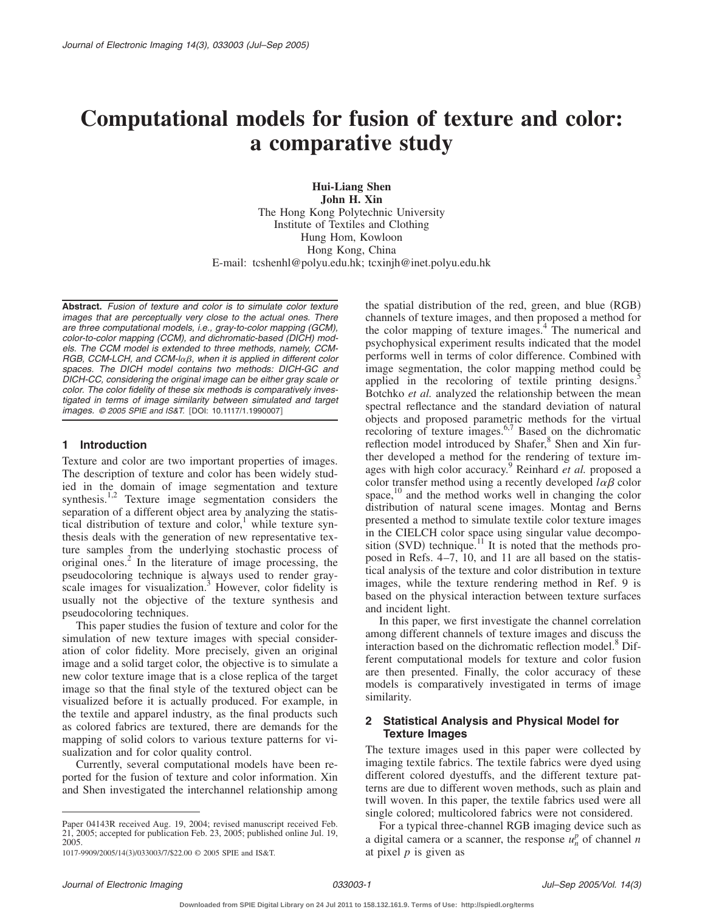# Computational models for fusion of texture and color: a comparative study

**Hui-Liang Shen**
**John H. Xin**
The Hong Kong Polytechnic University
Institute of Textiles and Clothing
Hung Hom, Kowloon
Hong Kong, China
E-mail: tcshenhl@polyu.edu.hk; tcxinjh@inet.polyu.edu.hk

**Abstract.** *Fusion of texture and color is to simulate color texture images that are perceptually very close to the actual ones. There are three computational models, i.e., gray-to-color mapping (GCM), color-to-color mapping (CCM), and dichromatic-based (DICH) models. The CCM model is extended to three methods, namely, CCM-RGB, CCM-LCH, and CCM-lαβ, when it is applied in different color spaces. The DICH model contains two methods: DICH-GC and DICH-CC, considering the original image can be either gray scale or color. The color fidelity of these six methods is comparatively investigated in terms of image similarity between simulated and target images.* © 2005 SPIE and IS&T. [DOI: 10.1117/1.1990007]

## 1 Introduction

Texture and color are two important properties of images. The description of texture and color has been widely studied in the domain of image segmentation and texture synthesis.[1,2] Texture image segmentation considers the separation of a different object area by analyzing the statistical distribution of texture and color,[1] while texture synthesis deals with the generation of new representative texture samples from the underlying stochastic process of original ones.[2] In the literature of image processing, the pseudocoloring technique is always used to render grayscale images for visualization.[3] However, color fidelity is usually not the objective of the texture synthesis and pseudocoloring techniques.

This paper studies the fusion of texture and color for the simulation of new texture images with special consideration of color fidelity. More precisely, given an original image and a solid target color, the objective is to simulate a new color texture image that is a close replica of the target image so that the final style of the textured object can be visualized before it is actually produced. For example, in the textile and apparel industry, as the final products such as colored fabrics are textured, there are demands for the mapping of solid colors to various texture patterns for visualization and for color quality control.

Currently, several computational models have been reported for the fusion of texture and color information. Xin and Shen investigated the interchannel relationship among the spatial distribution of the red, green, and blue (RGB) channels of texture images, and then proposed a method for the color mapping of texture images.[4] The numerical and psychophysical experiment results indicated that the model performs well in terms of color difference. Combined with image segmentation, the color mapping method could be applied in the recoloring of textile printing designs.[5] Botchko *et al.* analyzed the relationship between the mean spectral reflectance and the standard deviation of natural objects and proposed parametric methods for the virtual recoloring of texture images.[6,7] Based on the dichromatic reflection model introduced by Shafer,[8] Shen and Xin further developed a method for the rendering of texture images with high color accuracy.[9] Reinhard *et al.* proposed a color transfer method using a recently developed $l\alpha\beta$ color space,[10] and the method works well in changing the color distribution of natural scene images. Montag and Berns presented a method to simulate textile color texture images in the CIELCH color space using singular value decomposition (SVD) technique.[11] It is noted that the methods proposed in Refs. 4–7, 10, and 11 are all based on the statistical analysis of the texture and color distribution in texture images, while the texture rendering method in Ref. 9 is based on the physical interaction between texture surfaces and incident light.

In this paper, we first investigate the channel correlation among different channels of texture images and discuss the interaction based on the dichromatic reflection model.[8] Different computational models for texture and color fusion are then presented. Finally, the color accuracy of these models is comparatively investigated in terms of image similarity.

## 2 Statistical Analysis and Physical Model for Texture Images

The texture images used in this paper were collected by imaging textile fabrics. The textile fabrics were dyed using different colored dyestuffs, and the different texture patterns are due to different woven methods, such as plain and twill woven. In this paper, the textile fabrics used were all single colored; multicolored fabrics were not considered.

For a typical three-channel RGB imaging device such as a digital camera or a scanner, the response $u_n^p$ of channel $n$ at pixel $p$ is given as

Paper 04143R received Aug. 19, 2004; revised manuscript received Feb. 21, 2005; accepted for publication Feb. 23, 2005; published online Jul. 19, 2005.
1017-9909/2005/14(3)/033003/7/$22.00 © 2005 SPIE and IS&T.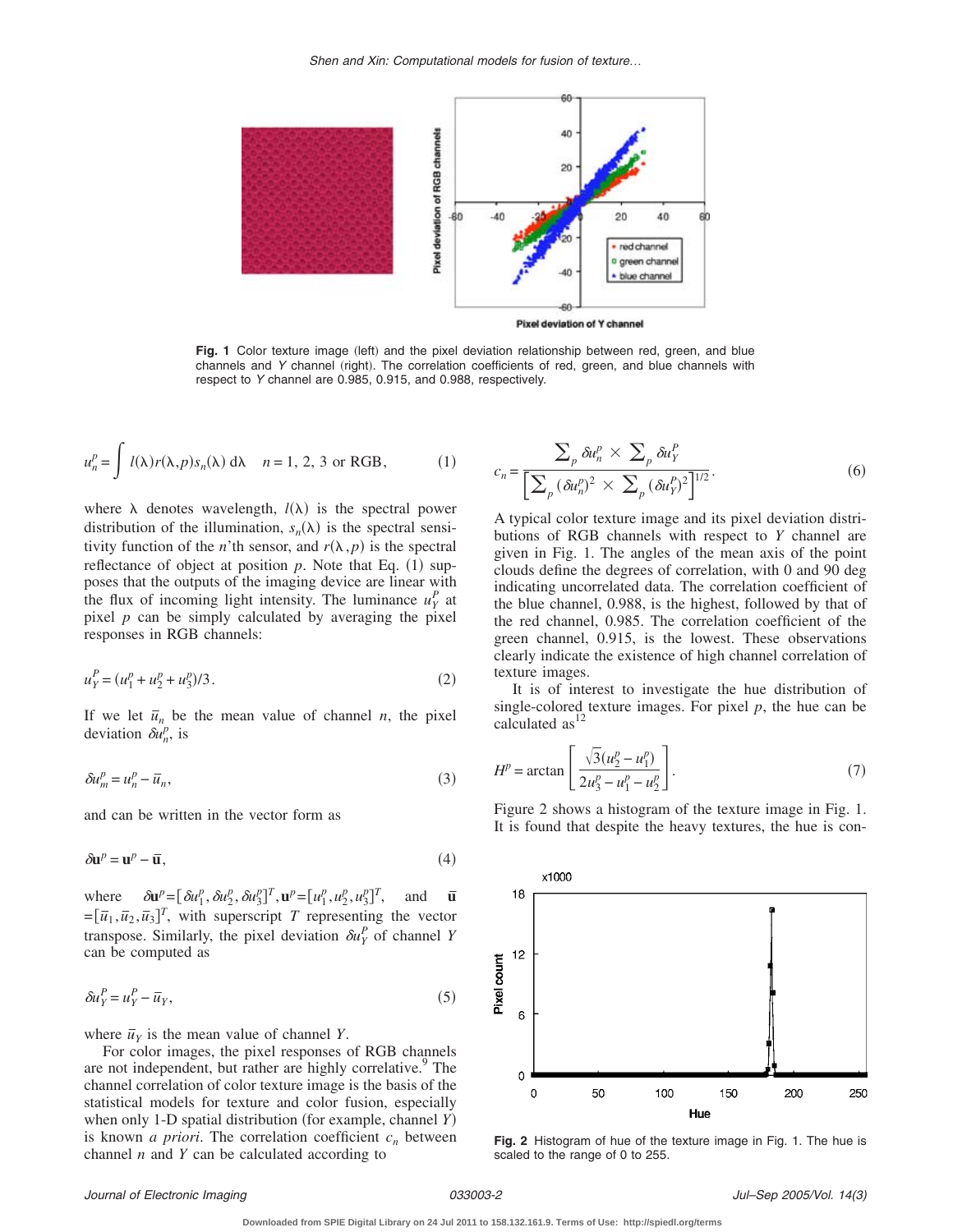Fig. 1 Color texture image (left) and the pixel deviation relationship between red, green, and blue channels and $Y$ channel (right). The correlation coefficients of red, green, and blue channels with respect to $Y$ channel are 0.985, 0.915, and 0.988, respectively.

$$u_n^p = \int l(\lambda) r(\lambda, p) s_n(\lambda) \, \mathrm{d}\lambda \quad n = 1, 2, 3 \text{ or RGB}, \tag{1}$$

where $\lambda$ denotes wavelength, $l(\lambda)$ is the spectral power distribution of the illumination, $s_n(\lambda)$ is the spectral sensitivity function of the $n$'th sensor, and $r(\lambda, p)$ is the spectral reflectance of object at position $p$. Note that Eq. (1) supposes that the outputs of the imaging device are linear with the flux of incoming light intensity. The luminance $u_Y^P$ at pixel $p$ can be simply calculated by averaging the pixel responses in RGB channels:

$$u_Y^P = (u_1^p + u_2^p + u_3^p)/3. \tag{2}$$

If we let $\bar{u}_n$ be the mean value of channel $n$, the pixel deviation $\delta u_n^p$, is

$$\delta u_m^p = u_n^p - \bar{u}_n, \tag{3}$$

and can be written in the vector form as

$$\delta \mathbf{u}^p = \mathbf{u}^p - \bar{\mathbf{u}}, \tag{4}$$

where $\delta \mathbf{u}^p = [\delta u_1^p, \delta u_2^p, \delta u_3^p]^T, \mathbf{u}^p = [u_1^p, u_2^p, u_3^p]^T$, and $\bar{\mathbf{u}} = [\bar{u}_1, \bar{u}_2, \bar{u}_3]^T$, with superscript $T$ representing the vector transpose. Similarly, the pixel deviation $\delta u_Y^P$ of channel $Y$ can be computed as

$$\delta u_Y^P = u_Y^P - \bar{u}_Y, \tag{5}$$

where $\bar{u}_Y$ is the mean value of channel $Y$.

For color images, the pixel responses of RGB channels are not independent, but rather are highly correlative.[9] The channel correlation of color texture image is the basis of the statistical models for texture and color fusion, especially when only 1-D spatial distribution (for example, channel $Y$) is known *a priori*. The correlation coefficient $c_n$ between channel $n$ and $Y$ can be calculated according to

$$c_n = \frac{\sum_p \delta u_n^p \times \sum_p \delta u_Y^P}{\left[ \sum_p (\delta u_n^p)^2 \times \sum_p (\delta u_Y^P)^2 \right]^{1/2}}. \tag{6}$$

A typical color texture image and its pixel deviation distributions of RGB channels with respect to $Y$ channel are given in Fig. 1. The angles of the mean axis of the point clouds define the degrees of correlation, with 0 and 90 deg indicating uncorrelated data. The correlation coefficient of the blue channel, 0.988, is the highest, followed by that of the red channel, 0.985. The correlation coefficient of the green channel, 0.915, is the lowest. These observations clearly indicate the existence of high channel correlation of texture images.

It is of interest to investigate the hue distribution of single-colored texture images. For pixel $p$, the hue can be calculated as[12]

$$H^p = \arctan \left[ \frac{\sqrt{3}(u_2^p - u_1^p)}{2u_3^p - u_1^p - u_2^p} \right]. \tag{7}$$

Figure 2 shows a histogram of the texture image in Fig. 1. It is found that despite the heavy textures, the hue is con-

Fig. 2 Histogram of hue of the texture image in Fig. 1. The hue is scaled to the range of 0 to 255.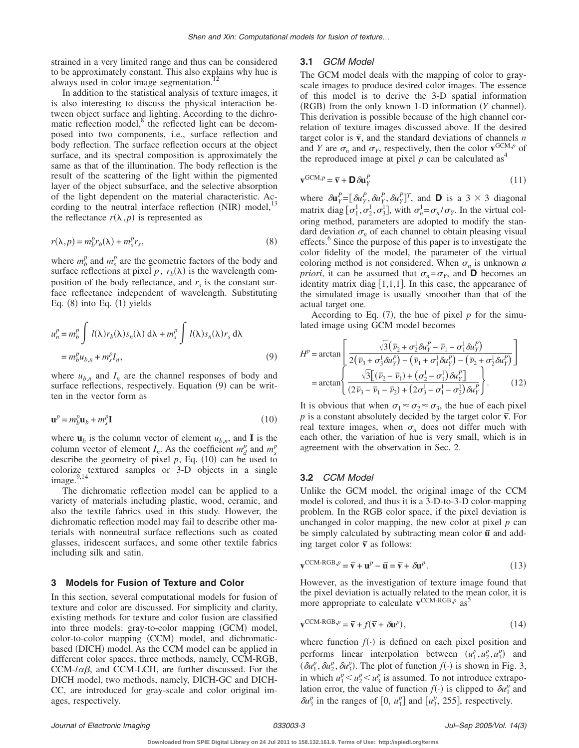strained in a very limited range and thus can be considered to be approximately constant. This also explains why hue is always used in color image segmentation.[12]

In addition to the statistical analysis of texture images, it is also interesting to discuss the physical interaction between object surface and lighting. According to the dichromatic reflection model,[8] the reflected light can be decomposed into two components, i.e., surface reflection and body reflection. The surface reflection occurs at the object surface, and its spectral composition is approximately the same as that of the illumination. The body reflection is the result of the scattering of the light within the pigmented layer of the object subsurface, and the selective absorption of the light dependent on the material characteristic. According to the neutral interface reflection (NIR) model,[13] the reflectance $r(\lambda,p)$ is represented as

$$r(\lambda,p) = m_b^p r_b(\lambda) + m_s^p r_s, \tag{8}$$

where $m_b^p$ and $m_s^p$ are the geometric factors of the body and surface reflections at pixel $p$, $r_b(\lambda)$ is the wavelength composition of the body reflectance, and $r_s$ is the constant surface reflectance independent of wavelength. Substituting Eq. (8) into Eq. (1) yields

$$\begin{aligned} u_n^p &= m_b^p \int l(\lambda) r_b(\lambda) s_n(\lambda)\, \mathrm{d}\lambda + m_s^p \int l(\lambda) s_n(\lambda) r_s \, \mathrm{d}\lambda \\ &= m_b^p u_{b,n} + m_s^p I_n, \end{aligned} \tag{9}$$

where $u_{b,n}$ and $I_n$ are the channel responses of body and surface reflections, respectively. Equation (9) can be written in the vector form as

$$\mathbf{u}^p = m_b^p \mathbf{u}_b + m_s^p \mathbf{I} \tag{10}$$

where $\mathbf{u}_b$ is the column vector of element $u_{b,n}$, and $\mathbf{I}$ is the column vector of element $I_n$. As the coefficient $m_d^p$ and $m_s^p$ describe the geometry of pixel $p$, Eq. (10) can be used to colorize textured samples or 3-D objects in a single image.[9,14]

The dichromatic reflection model can be applied to a variety of materials including plastic, wood, ceramic, and also the textile fabrics used in this study. However, the dichromatic reflection model may fail to describe other materials with nonneutral surface reflections such as coated glasses, iridescent surfaces, and some other textile fabrics including silk and satin.

## 3 Models for Fusion of Texture and Color

In this section, several computational models for fusion of texture and color are discussed. For simplicity and clarity, existing methods for texture and color fusion are classified into three models: gray-to-color mapping (GCM) model, color-to-color mapping (CCM) model, and dichromatic-based (DICH) model. As the CCM model can be applied in different color spaces, three methods, namely, CCM-RGB, CCM-$l\alpha\beta$, and CCM-LCH, are further discussed. For the DICH model, two methods, namely, DICH-GC and DICH-CC, are introduced for gray-scale and color original images, respectively.

### 3.1 *GCM Model*

The GCM model deals with the mapping of color to gray-scale images to produce desired color images. The essence of this model is to derive the 3-D spatial information (RGB) from the only known 1-D information ($Y$ channel). This derivation is possible because of the high channel correlation of texture images discussed above. If the desired target color is $\bar{\mathbf{v}}$, and the standard deviations of channels $n$ and $Y$ are $\sigma_n$ and $\sigma_Y$, respectively, then the color $\mathbf{v}^{\mathrm{GCM},p}$ of the reproduced image at pixel $p$ can be calculated as[4]

$$\mathbf{v}^{\mathrm{GCM},p} = \bar{\mathbf{v}} + \mathbf{D}\,\delta\mathbf{u}_Y^P \tag{11}$$

where $\delta\mathbf{u}_Y^P = [\delta u_Y^P, \delta u_Y^P, \delta u_Y^P]^T$, and $\mathbf{D}$ is a $3 \times 3$ diagonal matrix $\mathrm{diag}[\sigma_1^1, \sigma_2^1, \sigma_3^1]$, with $\sigma_n^1 = \sigma_n/\sigma_Y$. In the virtual coloring method, parameters are adopted to modify the standard deviation $\sigma_n$ of each channel to obtain pleasing visual effects.[6] Since the purpose of this paper is to investigate the color fidelity of the model, the parameter of the virtual coloring method is not considered. When $\sigma_n$ is unknown *a priori*, it can be assumed that $\sigma_n = \sigma_Y$, and $\mathbf{D}$ becomes an identity matrix $\mathrm{diag}[1,1,1]$. In this case, the appearance of the simulated image is usually smoother than that of the actual target one.

According to Eq. (7), the hue of pixel $p$ for the simulated image using GCM model becomes

$$\begin{aligned} H^p &= \arctan\left[\frac{\sqrt{3}\left(\bar{v}_2 + \sigma_2^1 \delta u_Y^P - \bar{v}_1 - \sigma_1^1 \delta u_Y^P\right)}{2\left(\bar{v}_3 + \sigma_3^1 \delta u_Y^P\right) - \left(\bar{v}_1 + \sigma_1^1 \delta u_Y^P\right) - \left(\bar{v}_2 + \sigma_2^1 \delta u_Y^P\right)}\right] \\ &= \arctan\left\{\frac{\sqrt{3}\left[(\bar{v}_2 - \bar{v}_1) + \left(\sigma_2^1 - \sigma_1^1\right)\delta u_Y^P\right]}{(2\bar{v}_3 - \bar{v}_1 - \bar{v}_2) + \left(2\sigma_3^1 - \sigma_1^1 - \sigma_2^1\right)\delta u_Y^P}\right\}. \end{aligned} \tag{12}$$

It is obvious that when $\sigma_1 \approx \sigma_2 \approx \sigma_3$, the hue of each pixel $p$ is a constant absolutely decided by the target color $\bar{\mathbf{v}}$. For real texture images, when $\sigma_n$ does not differ much with each other, the variation of hue is very small, which is in agreement with the observation in Sec. 2.

### 3.2 *CCM Model*

Unlike the GCM model, the original image of the CCM model is colored, and thus it is a 3-D-to-3-D color-mapping problem. In the RGB color space, if the pixel deviation is unchanged in color mapping, the new color at pixel $p$ can be simply calculated by subtracting mean color $\bar{\mathbf{u}}$ and adding target color $\bar{\mathbf{v}}$ as follows:

$$\mathbf{v}^{\mathrm{CCM\text{-}RGB},p} = \bar{\mathbf{v}} + \mathbf{u}^p - \bar{\mathbf{u}} = \bar{\mathbf{v}} + \delta\mathbf{u}^p. \tag{13}$$

However, as the investigation of texture image found that the pixel deviation is actually related to the mean color, it is more appropriate to calculate $\mathbf{v}^{\mathrm{CCM\text{-}RGB},p}$ as[5]

$$\mathbf{v}^{\mathrm{CCM\text{-}RGB},p} = \bar{\mathbf{v}} + f(\bar{\mathbf{v}} + \delta\mathbf{u}^p), \tag{14}$$

where function $f(\cdot)$ is defined on each pixel position and performs linear interpolation between $(u_1^p, u_2^p, u_3^p)$ and $(\delta u_1^p, \delta u_2^p, \delta u_3^p)$. The plot of function $f(\cdot)$ is shown in Fig. 3, in which $u_1^p < u_2^p < u_3^p$ is assumed. To not introduce extrapolation error, the value of function $f(\cdot)$ is clipped to $\delta u_1^p$ and $\delta u_3^p$ in the ranges of $[0, u_1^p]$ and $[u_3^p, 255]$, respectively.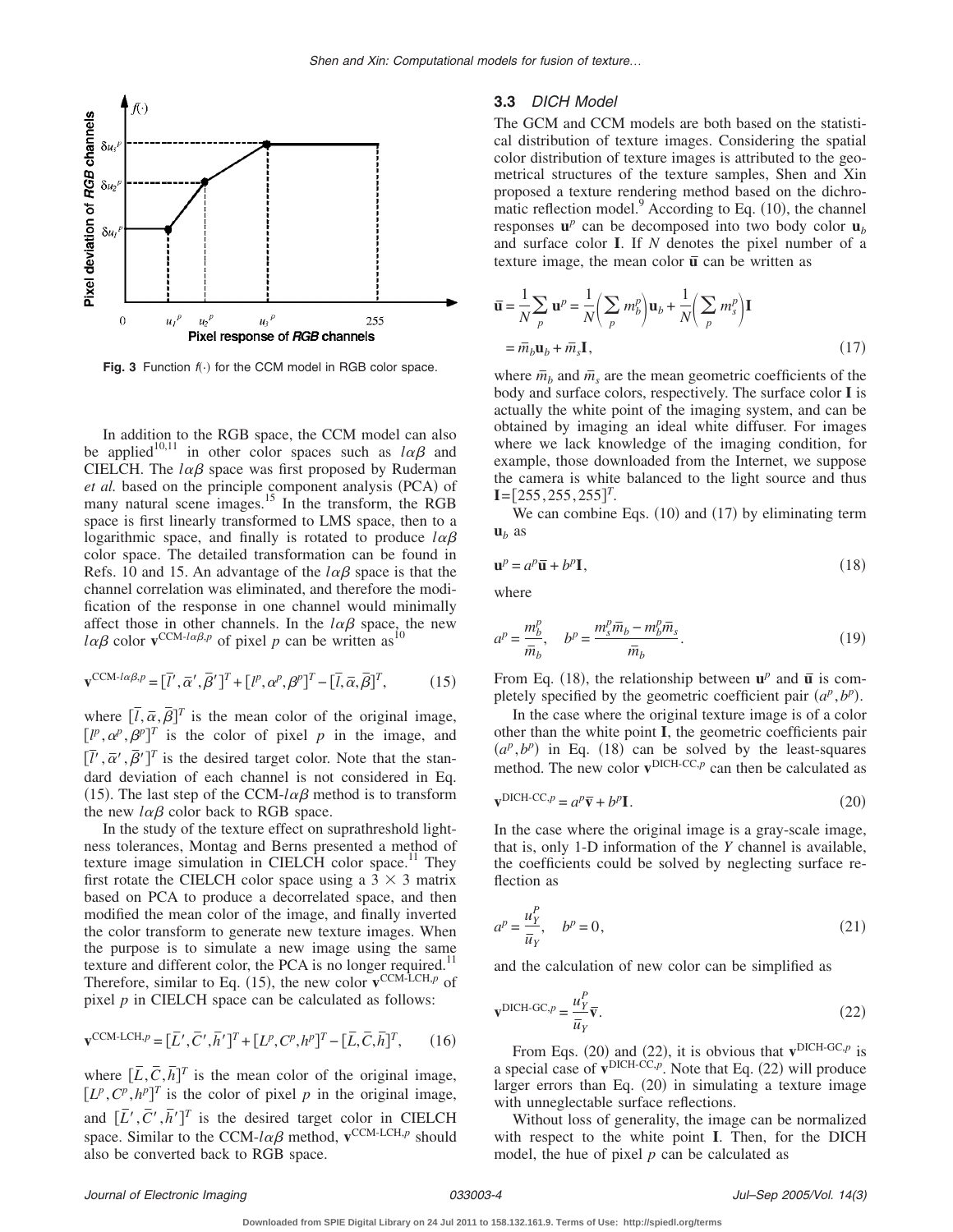**Fig. 3** Function $f(\cdot)$ for the CCM model in RGB color space.

In addition to the RGB space, the CCM model can also be applied[10,11] in other color spaces such as $l\alpha\beta$ and CIELCH. The $l\alpha\beta$ space was first proposed by Ruderman *et al.* based on the principle component analysis (PCA) of many natural scene images.[15] In the transform, the RGB space is first linearly transformed to LMS space, then to a logarithmic space, and finally is rotated to produce $l\alpha\beta$ color space. The detailed transformation can be found in Refs. 10 and 15. An advantage of the $l\alpha\beta$ space is that the channel correlation was eliminated, and therefore the modification of the response in one channel would minimally affect those in other channels. In the $l\alpha\beta$ space, the new $l\alpha\beta$ color $\mathbf{v}^{\text{CCM-}l\alpha\beta,p}$ of pixel $p$ can be written as[10]

$$\mathbf{v}^{\text{CCM-}l\alpha\beta,p} = [\bar{l}', \bar{\alpha}', \bar{\beta}']^T + [l^p, \alpha^p, \beta^p]^T - [\bar{l}, \bar{\alpha}, \bar{\beta}]^T, \tag{15}$$

where $[\bar{l}, \bar{\alpha}, \bar{\beta}]^T$ is the mean color of the original image, $[l^p, \alpha^p, \beta^p]^T$ is the color of pixel $p$ in the image, and $[\bar{l}', \bar{\alpha}', \bar{\beta}']^T$ is the desired target color. Note that the standard deviation of each channel is not considered in Eq. (15). The last step of the CCM-$l\alpha\beta$ method is to transform the new $l\alpha\beta$ color back to RGB space.

In the study of the texture effect on suprathreshold lightness tolerances, Montag and Berns presented a method of texture image simulation in CIELCH color space.[11] They first rotate the CIELCH color space using a $3 \times 3$ matrix based on PCA to produce a decorrelated space, and then modified the mean color of the image, and finally inverted the color transform to generate new texture images. When the purpose is to simulate a new image using the same texture and different color, the PCA is no longer required.[11] Therefore, similar to Eq. (15), the new color $\mathbf{v}^{\text{CCM-LCH},p}$ of pixel $p$ in CIELCH space can be calculated as follows:

$$\mathbf{v}^{\text{CCM-LCH},p} = [\bar{L}', \bar{C}', \bar{h}']^T + [L^p, C^p, h^p]^T - [\bar{L}, \bar{C}, \bar{h}]^T, \tag{16}$$

where $[\bar{L}, \bar{C}, \bar{h}]^T$ is the mean color of the original image, $[L^p, C^p, h^p]^T$ is the color of pixel $p$ in the original image, and $[\bar{L}', \bar{C}', \bar{h}']^T$ is the desired target color in CIELCH space. Similar to the CCM-$l\alpha\beta$ method, $\mathbf{v}^{\text{CCM-LCH},p}$ should also be converted back to RGB space.

### 3.3 *DICH Model*

The GCM and CCM models are both based on the statistical distribution of texture images. Considering the spatial color distribution of texture images is attributed to the geometrical structures of the texture samples, Shen and Xin proposed a texture rendering method based on the dichromatic reflection model.[9] According to Eq. (10), the channel responses $\mathbf{u}^p$ can be decomposed into two body color $\mathbf{u}_b$ and surface color $\mathbf{I}$. If $N$ denotes the pixel number of a texture image, the mean color $\bar{\mathbf{u}}$ can be written as

$$\bar{\mathbf{u}} = \frac{1}{N}\sum_p \mathbf{u}^p = \frac{1}{N}\left(\sum_p m_b^p\right)\mathbf{u}_b + \frac{1}{N}\left(\sum_p m_s^p\right)\mathbf{I}$$
$$= \bar{m}_b \mathbf{u}_b + \bar{m}_s \mathbf{I}, \tag{17}$$

where $\bar{m}_b$ and $\bar{m}_s$ are the mean geometric coefficients of the body and surface colors, respectively. The surface color $\mathbf{I}$ is actually the white point of the imaging system, and can be obtained by imaging an ideal white diffuser. For images where we lack knowledge of the imaging condition, for example, those downloaded from the Internet, we suppose the camera is white balanced to the light source and thus $\mathbf{I}=[255,255,255]^T$.

We can combine Eqs. (10) and (17) by eliminating term $\mathbf{u}_b$ as

$$\mathbf{u}^p = a^p \bar{\mathbf{u}} + b^p \mathbf{I}, \tag{18}$$

where

$$a^p = \frac{m_b^p}{\bar{m}_b}, \quad b^p = \frac{m_s^p \bar{m}_b - m_b^p \bar{m}_s}{\bar{m}_b}. \tag{19}$$

From Eq. (18), the relationship between $\mathbf{u}^p$ and $\bar{\mathbf{u}}$ is completely specified by the geometric coefficient pair $(a^p, b^p)$.

In the case where the original texture image is of a color other than the white point $\mathbf{I}$, the geometric coefficients pair $(a^p, b^p)$ in Eq. (18) can be solved by the least-squares method. The new color $\mathbf{v}^{\text{DICH-CC},p}$ can then be calculated as

$$\mathbf{v}^{\text{DICH-CC},p} = a^p \bar{\mathbf{v}} + b^p \mathbf{I}. \tag{20}$$

In the case where the original image is a gray-scale image, that is, only 1-D information of the $Y$ channel is available, the coefficients could be solved by neglecting surface reflection as

$$a^p = \frac{u_Y^P}{\bar{u}_Y}, \quad b^p = 0, \tag{21}$$

and the calculation of new color can be simplified as

$$\mathbf{v}^{\text{DICH-GC},p} = \frac{u_Y^P}{\bar{u}_Y}\bar{\mathbf{v}}. \tag{22}$$

From Eqs. (20) and (22), it is obvious that $\mathbf{v}^{\text{DICH-GC},p}$ is a special case of $\mathbf{v}^{\text{DICH-CC},p}$. Note that Eq. (22) will produce larger errors than Eq. (20) in simulating a texture image with unneglectable surface reflections.

Without loss of generality, the image can be normalized with respect to the white point $\mathbf{I}$. Then, for the DICH model, the hue of pixel $p$ can be calculated as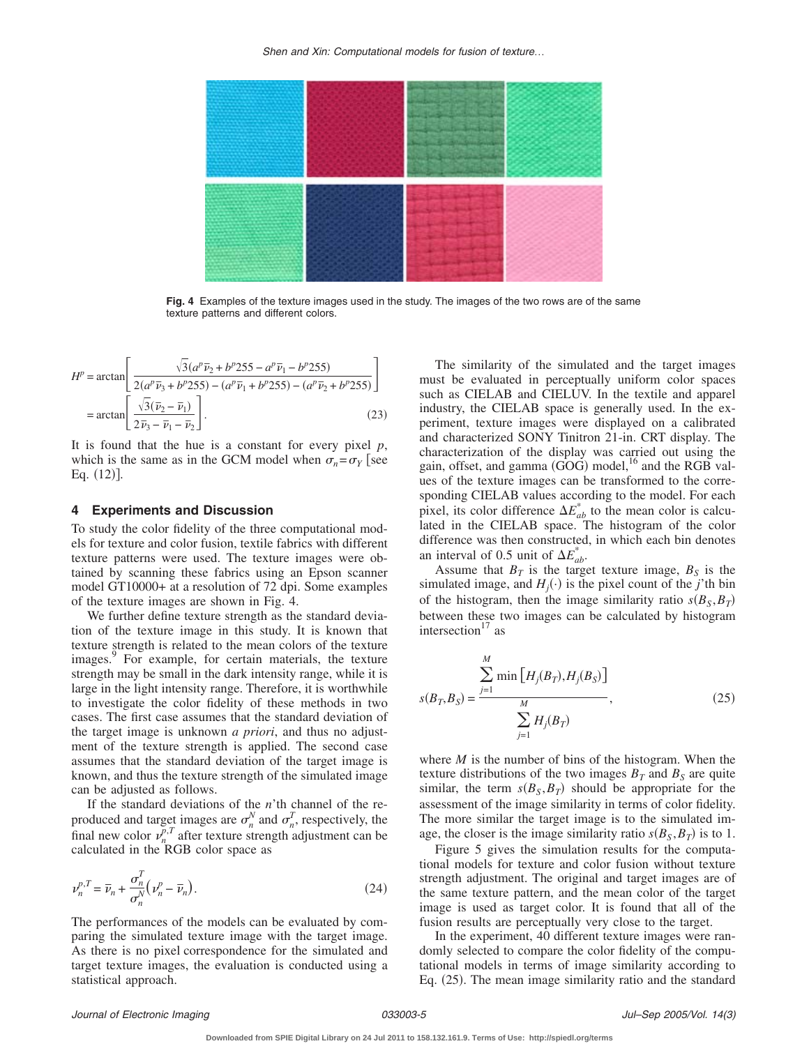Fig. 4 Examples of the texture images used in the study. The images of the two rows are of the same texture patterns and different colors.

$$H^p = \arctan\left[\frac{\sqrt{3}(a^p\overline{\nu}_2 + b^p 255 - a^p\overline{\nu}_1 - b^p 255)}{2(a^p\overline{\nu}_3 + b^p 255) - (a^p\overline{\nu}_1 + b^p 255) - (a^p\overline{\nu}_2 + b^p 255)}\right] = \arctan\left[\frac{\sqrt{3}(\overline{\nu}_2 - \overline{\nu}_1)}{2\overline{\nu}_3 - \overline{\nu}_1 - \overline{\nu}_2}\right]. \tag{23}$$

It is found that the hue is a constant for every pixel $p$, which is the same as in the GCM model when $\sigma_n = \sigma_Y$ [see Eq. (12)].

## 4 Experiments and Discussion

To study the color fidelity of the three computational models for texture and color fusion, textile fabrics with different texture patterns were used. The texture images were obtained by scanning these fabrics using an Epson scanner model GT10000+ at a resolution of 72 dpi. Some examples of the texture images are shown in Fig. 4.

We further define texture strength as the standard deviation of the texture image in this study. It is known that texture strength is related to the mean colors of the texture images.[9] For example, for certain materials, the texture strength may be small in the dark intensity range, while it is large in the light intensity range. Therefore, it is worthwhile to investigate the color fidelity of these methods in two cases. The first case assumes that the standard deviation of the target image is unknown *a priori*, and thus no adjustment of the texture strength is applied. The second case assumes that the standard deviation of the target image is known, and thus the texture strength of the simulated image can be adjusted as follows.

If the standard deviations of the $n$'th channel of the reproduced and target images are $\sigma_n^N$ and $\sigma_n^T$, respectively, the final new color $\nu_n^{p,T}$ after texture strength adjustment can be calculated in the RGB color space as

$$\nu_n^{p,T} = \overline{\nu}_n + \frac{\sigma_n^T}{\sigma_n^N}\left(\nu_n^p - \overline{\nu}_n\right). \tag{24}$$

The performances of the models can be evaluated by comparing the simulated texture image with the target image. As there is no pixel correspondence for the simulated and target texture images, the evaluation is conducted using a statistical approach.

The similarity of the simulated and the target images must be evaluated in perceptually uniform color spaces such as CIELAB and CIELUV. In the textile and apparel industry, the CIELAB space is generally used. In the experiment, texture images were displayed on a calibrated and characterized SONY Tinitron 21-in. CRT display. The characterization of the display was carried out using the gain, offset, and gamma (GOG) model,[16] and the RGB values of the texture images can be transformed to the corresponding CIELAB values according to the model. For each pixel, its color difference $\Delta E_{ab}^*$ to the mean color is calculated in the CIELAB space. The histogram of the color difference was then constructed, in which each bin denotes an interval of 0.5 unit of $\Delta E_{ab}^*$.

Assume that $B_T$ is the target texture image, $B_S$ is the simulated image, and $H_j(\cdot)$ is the pixel count of the $j$'th bin of the histogram, then the image similarity ratio $s(B_S, B_T)$ between these two images can be calculated by histogram intersection[17] as

$$s(B_T, B_S) = \frac{\sum_{j=1}^{M} \min\left[H_j(B_T), H_j(B_S)\right]}{\sum_{j=1}^{M} H_j(B_T)}, \tag{25}$$

where $M$ is the number of bins of the histogram. When the texture distributions of the two images $B_T$ and $B_S$ are quite similar, the term $s(B_S, B_T)$ should be appropriate for the assessment of the image similarity in terms of color fidelity. The more similar the target image is to the simulated image, the closer is the image similarity ratio $s(B_S, B_T)$ is to 1.

Figure 5 gives the simulation results for the computational models for texture and color fusion without texture strength adjustment. The original and target images are of the same texture pattern, and the mean color of the target image is used as target color. It is found that all of the fusion results are perceptually very close to the target.

In the experiment, 40 different texture images were randomly selected to compare the color fidelity of the computational models in terms of image similarity according to Eq. (25). The mean image similarity ratio and the standard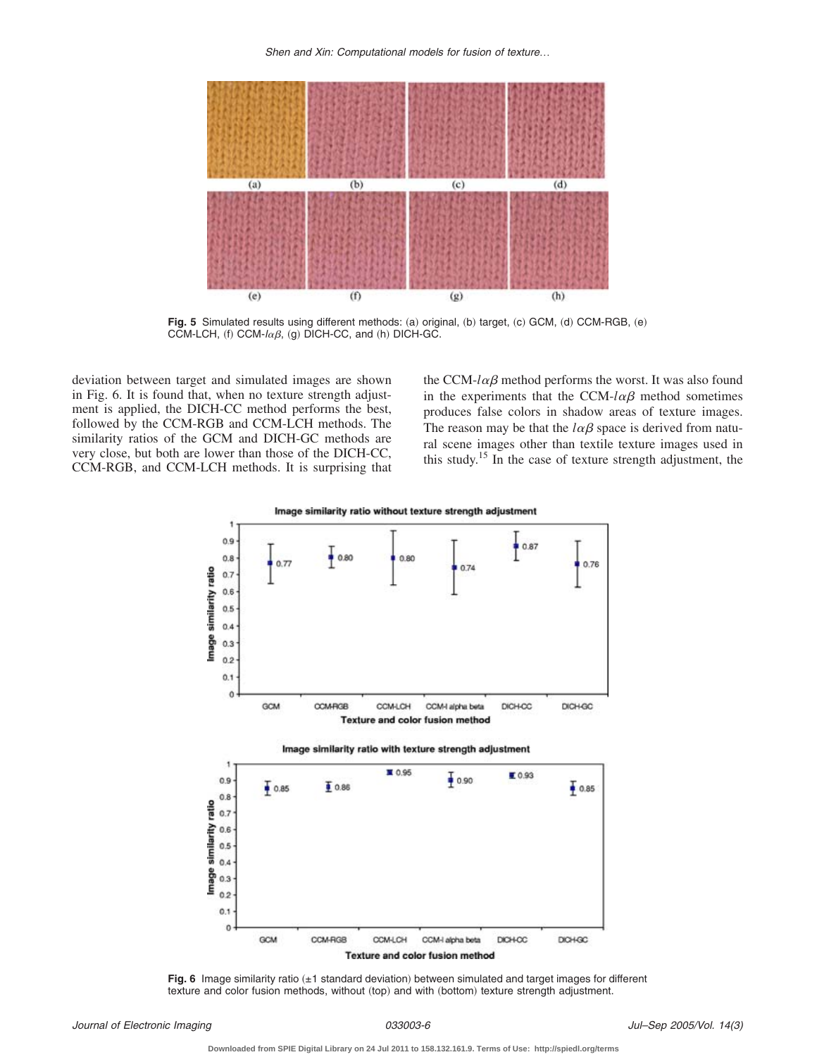Fig. 5 Simulated results using different methods: (a) original, (b) target, (c) GCM, (d) CCM-RGB, (e) CCM-LCH, (f) CCM-$l\alpha\beta$, (g) DICH-CC, and (h) DICH-GC.

deviation between target and simulated images are shown in Fig. 6. It is found that, when no texture strength adjustment is applied, the DICH-CC method performs the best, followed by the CCM-RGB and CCM-LCH methods. The similarity ratios of the GCM and DICH-GC methods are very close, but both are lower than those of the DICH-CC, CCM-RGB, and CCM-LCH methods. It is surprising that the CCM-$l\alpha\beta$ method performs the worst. It was also found in the experiments that the CCM-$l\alpha\beta$ method sometimes produces false colors in shadow areas of texture images. The reason may be that the $l\alpha\beta$ space is derived from natural scene images other than textile texture images used in this study.[15] In the case of texture strength adjustment, the

Fig. 6 Image similarity ratio (±1 standard deviation) between simulated and target images for different texture and color fusion methods, without (top) and with (bottom) texture strength adjustment.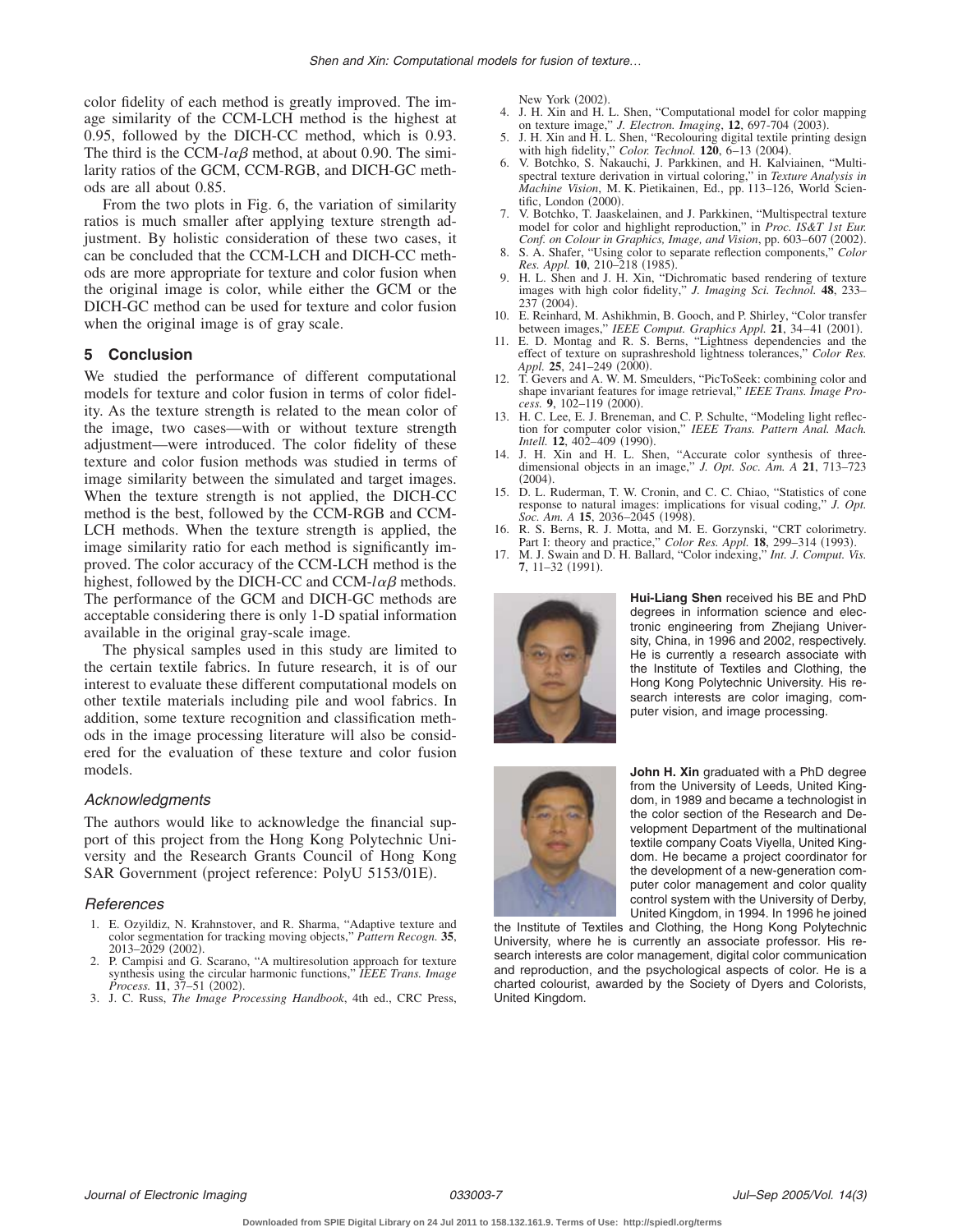color fidelity of each method is greatly improved. The image similarity of the CCM-LCH method is the highest at 0.95, followed by the DICH-CC method, which is 0.93. The third is the CCM-$l\alpha\beta$ method, at about 0.90. The similarity ratios of the GCM, CCM-RGB, and DICH-GC methods are all about 0.85.

From the two plots in Fig. 6, the variation of similarity ratios is much smaller after applying texture strength adjustment. By holistic consideration of these two cases, it can be concluded that the CCM-LCH and DICH-CC methods are more appropriate for texture and color fusion when the original image is color, while either the GCM or the DICH-GC method can be used for texture and color fusion when the original image is of gray scale.

## 5 Conclusion

We studied the performance of different computational models for texture and color fusion in terms of color fidelity. As the texture strength is related to the mean color of the image, two cases—with or without texture strength adjustment—were introduced. The color fidelity of these texture and color fusion methods was studied in terms of image similarity between the simulated and target images. When the texture strength is not applied, the DICH-CC method is the best, followed by the CCM-RGB and CCM-LCH methods. When the texture strength is applied, the image similarity ratio for each method is significantly improved. The color accuracy of the CCM-LCH method is the highest, followed by the DICH-CC and CCM-$l\alpha\beta$ methods. The performance of the GCM and DICH-GC methods are acceptable considering there is only 1-D spatial information available in the original gray-scale image.

The physical samples used in this study are limited to the certain textile fabrics. In future research, it is of our interest to evaluate these different computational models on other textile materials including pile and wool fabrics. In addition, some texture recognition and classification methods in the image processing literature will also be considered for the evaluation of these texture and color fusion models.

### Acknowledgments

The authors would like to acknowledge the financial support of this project from the Hong Kong Polytechnic University and the Research Grants Council of Hong Kong SAR Government (project reference: PolyU 5153/01E).

### References

1. E. Ozyildiz, N. Krahnstover, and R. Sharma, "Adaptive texture and color segmentation for tracking moving objects," *Pattern Recogn.* **35**, 2013–2029 (2002).
2. P. Campisi and G. Scarano, "A multiresolution approach for texture synthesis using the circular harmonic functions," *IEEE Trans. Image Process.* **11**, 37–51 (2002).
3. J. C. Russ, *The Image Processing Handbook*, 4th ed., CRC Press, New York (2002).
4. J. H. Xin and H. L. Shen, "Computational model for color mapping on texture image," *J. Electron. Imaging*, **12**, 697-704 (2003).
5. J. H. Xin and H. L. Shen, "Recolouring digital textile printing design with high fidelity," *Color. Technol.* **120**, 6–13 (2004).
6. V. Botchko, S. Nakauchi, J. Parkkinen, and H. Kalviainen, "Multispectral texture derivation in virtual coloring," in *Texture Analysis in Machine Vision*, M. K. Pietikainen, Ed., pp. 113–126, World Scientific, London (2000).
7. V. Botchko, T. Jaaskelainen, and J. Parkkinen, "Multispectral texture model for color and highlight reproduction," in *Proc. IS&T 1st Eur. Conf. on Colour in Graphics, Image, and Vision*, pp. 603–607 (2002).
8. S. A. Shafer, "Using color to separate reflection components," *Color Res. Appl.* **10**, 210–218 (1985).
9. H. L. Shen and J. H. Xin, "Dichromatic based rendering of texture images with high color fidelity," *J. Imaging Sci. Technol.* **48**, 233–237 (2004).
10. E. Reinhard, M. Ashikhmin, B. Gooch, and P. Shirley, "Color transfer between images," *IEEE Comput. Graphics Appl.* **21**, 34–41 (2001).
11. E. D. Montag and R. S. Berns, "Lightness dependencies and the effect of texture on suprashreshold lightness tolerances," *Color Res. Appl.* **25**, 241–249 (2000).
12. T. Gevers and A. W. M. Smeulders, "PicToSeek: combining color and shape invariant features for image retrieval," *IEEE Trans. Image Process.* **9**, 102–119 (2000).
13. H. C. Lee, E. J. Breneman, and C. P. Schulte, "Modeling light reflection for computer color vision," *IEEE Trans. Pattern Anal. Mach. Intell.* **12**, 402–409 (1990).
14. J. H. Xin and H. L. Shen, "Accurate color synthesis of three-dimensional objects in an image," *J. Opt. Soc. Am. A* **21**, 713–723 (2004).
15. D. L. Ruderman, T. W. Cronin, and C. C. Chiao, "Statistics of cone response to natural images: implications for visual coding," *J. Opt. Soc. Am. A* **15**, 2036–2045 (1998).
16. R. S. Berns, R. J. Motta, and M. E. Gorzynski, "CRT colorimetry. Part I: theory and practice," *Color Res. Appl.* **18**, 299–314 (1993).
17. M. J. Swain and D. H. Ballard, "Color indexing," *Int. J. Comput. Vis.* **7**, 11–32 (1991).

**Hui-Liang Shen** received his BE and PhD degrees in information science and electronic engineering from Zhejiang University, China, in 1996 and 2002, respectively. He is currently a research associate with the Institute of Textiles and Clothing, the Hong Kong Polytechnic University. His research interests are color imaging, computer vision, and image processing.

**John H. Xin** graduated with a PhD degree from the University of Leeds, United Kingdom, in 1989 and became a technologist in the color section of the Research and Development Department of the multinational textile company Coats Viyella, United Kingdom. He became a project coordinator for the development of a new-generation computer color management and color quality control system with the University of Derby, United Kingdom, in 1994. In 1996 he joined the Institute of Textiles and Clothing, the Hong Kong Polytechnic University, where he is currently an associate professor. His research interests are color management, digital color communication and reproduction, and the psychological aspects of color. He is a charted colourist, awarded by the Society of Dyers and Colorists, United Kingdom.